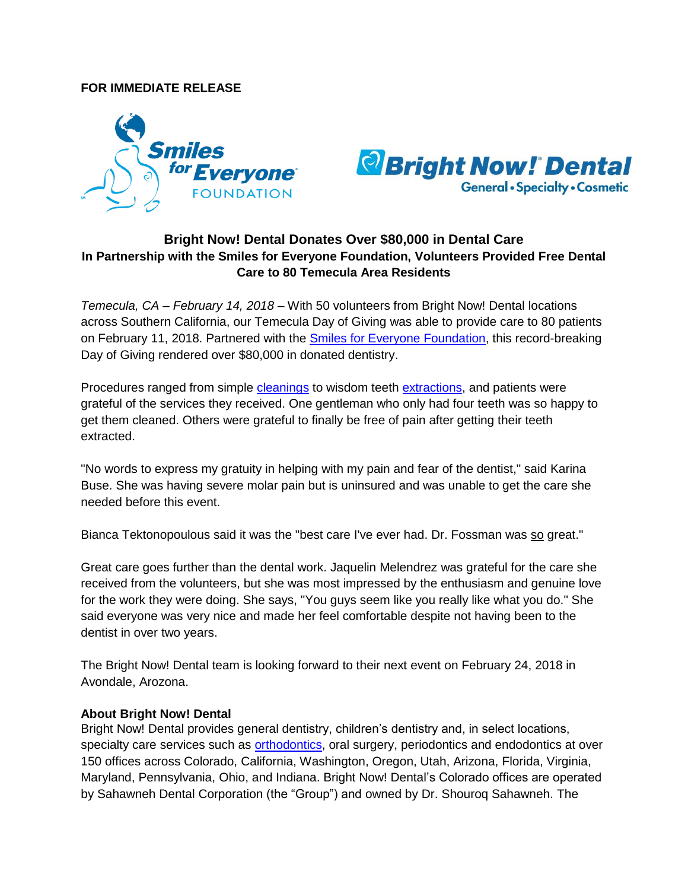**FOR IMMEDIATE RELEASE**

## Bright Now! Dental Donates Over $80,000 in Dental Care

### In Partnership with the Smiles for Everyone Foundation, Volunteers Provided Free Dental Care to 80 Temecula Area Residents

*Temecula, CA – February 14, 2018* – With 50 volunteers from Bright Now! Dental locations across Southern California, our Temecula Day of Giving was able to provide care to 80 patients on February 11, 2018. Partnered with the Smiles for Everyone Foundation, this record-breaking Day of Giving rendered over $80,000 in donated dentistry.

Procedures ranged from simple cleanings to wisdom teeth extractions, and patients were grateful of the services they received. One gentleman who only had four teeth was so happy to get them cleaned. Others were grateful to finally be free of pain after getting their teeth extracted.

"No words to express my gratuity in helping with my pain and fear of the dentist," said Karina Buse. She was having severe molar pain but is uninsured and was unable to get the care she needed before this event.

Bianca Tektonopoulous said it was the "best care I've ever had. Dr. Fossman was so great."

Great care goes further than the dental work. Jaquelin Melendrez was grateful for the care she received from the volunteers, but she was most impressed by the enthusiasm and genuine love for the work they were doing. She says, "You guys seem like you really like what you do." She said everyone was very nice and made her feel comfortable despite not having been to the dentist in over two years.

The Bright Now! Dental team is looking forward to their next event on February 24, 2018 in Avondale, Arozona.

**About Bright Now! Dental**

Bright Now! Dental provides general dentistry, children's dentistry and, in select locations, specialty care services such as orthodontics, oral surgery, periodontics and endodontics at over 150 offices across Colorado, California, Washington, Oregon, Utah, Arizona, Florida, Virginia, Maryland, Pennsylvania, Ohio, and Indiana. Bright Now! Dental's Colorado offices are operated by Sahawneh Dental Corporation (the "Group") and owned by Dr. Shouroq Sahawneh. The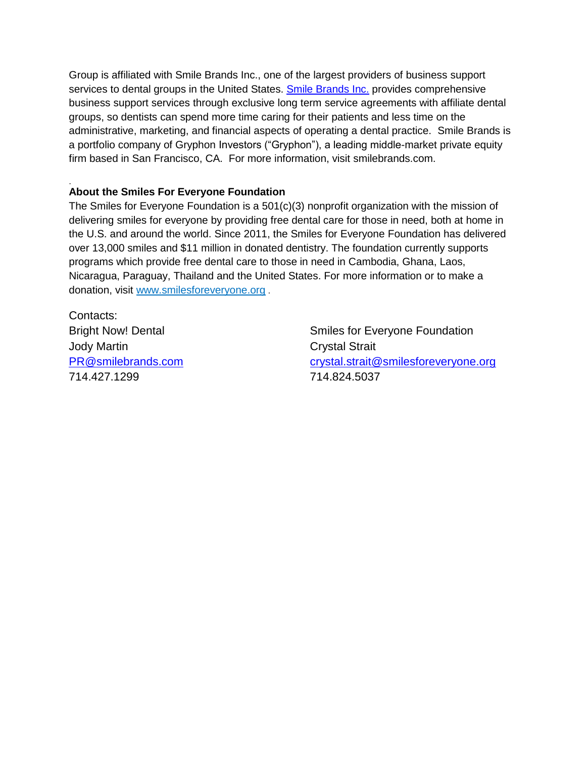Group is affiliated with Smile Brands Inc., one of the largest providers of business support services to dental groups in the United States. [Smile Brands Inc.](#) provides comprehensive business support services through exclusive long term service agreements with affiliate dental groups, so dentists can spend more time caring for their patients and less time on the administrative, marketing, and financial aspects of operating a dental practice. Smile Brands is a portfolio company of Gryphon Investors ("Gryphon"), a leading middle-market private equity firm based in San Francisco, CA. For more information, visit smilebrands.com.

.

**About the Smiles For Everyone Foundation**

The Smiles for Everyone Foundation is a 501(c)(3) nonprofit organization with the mission of delivering smiles for everyone by providing free dental care for those in need, both at home in the U.S. and around the world. Since 2011, the Smiles for Everyone Foundation has delivered over 13,000 smiles and $11 million in donated dentistry. The foundation currently supports programs which provide free dental care to those in need in Cambodia, Ghana, Laos, Nicaragua, Paraguay, Thailand and the United States. For more information or to make a donation, visit www.smilesforeveryone.org .

Contacts:

Bright Now! Dental
Jody Martin
PR@smilebrands.com
714.427.1299

Smiles for Everyone Foundation
Crystal Strait
crystal.strait@smilesforeveryone.org
714.824.5037